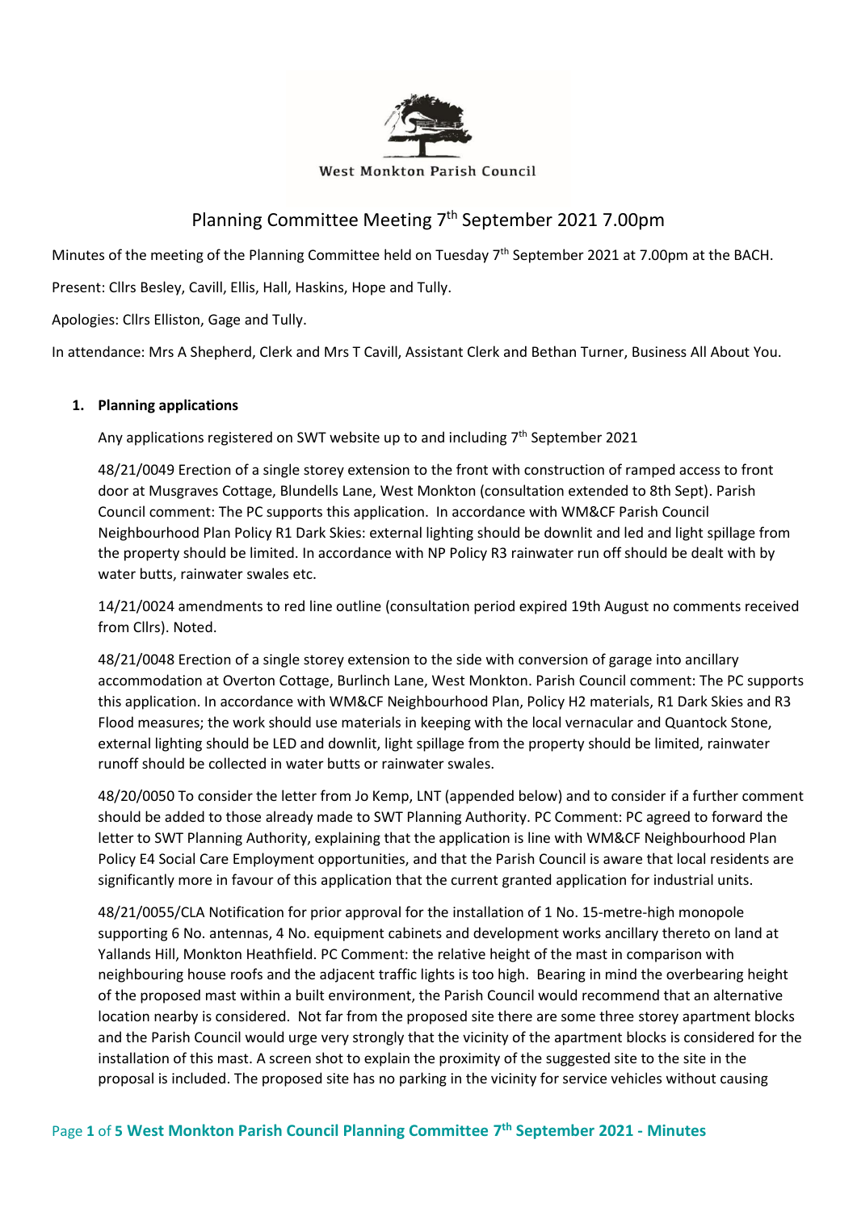West Monkton Parish Council

# Planning Committee Meeting 7th September 2021 7.00pm

Minutes of the meeting of the Planning Committee held on Tuesday 7th September 2021 at 7.00pm at the BACH.

Present: Cllrs Besley, Cavill, Ellis, Hall, Haskins, Hope and Tully.

Apologies: Cllrs Elliston, Gage and Tully.

In attendance: Mrs A Shepherd, Clerk and Mrs T Cavill, Assistant Clerk and Bethan Turner, Business All About You.

1. **Planning applications**

   Any applications registered on SWT website up to and including 7th September 2021

   48/21/0049 Erection of a single storey extension to the front with construction of ramped access to front door at Musgraves Cottage, Blundells Lane, West Monkton (consultation extended to 8th Sept). Parish Council comment: The PC supports this application. In accordance with WM&CF Parish Council Neighbourhood Plan Policy R1 Dark Skies: external lighting should be downlit and led and light spillage from the property should be limited. In accordance with NP Policy R3 rainwater run off should be dealt with by water butts, rainwater swales etc.

   14/21/0024 amendments to red line outline (consultation period expired 19th August no comments received from Cllrs). Noted.

   48/21/0048 Erection of a single storey extension to the side with conversion of garage into ancillary accommodation at Overton Cottage, Burlinch Lane, West Monkton. Parish Council comment: The PC supports this application. In accordance with WM&CF Neighbourhood Plan, Policy H2 materials, R1 Dark Skies and R3 Flood measures; the work should use materials in keeping with the local vernacular and Quantock Stone, external lighting should be LED and downlit, light spillage from the property should be limited, rainwater runoff should be collected in water butts or rainwater swales.

   48/20/0050 To consider the letter from Jo Kemp, LNT (appended below) and to consider if a further comment should be added to those already made to SWT Planning Authority. PC Comment: PC agreed to forward the letter to SWT Planning Authority, explaining that the application is line with WM&CF Neighbourhood Plan Policy E4 Social Care Employment opportunities, and that the Parish Council is aware that local residents are significantly more in favour of this application that the current granted application for industrial units.

   48/21/0055/CLA Notification for prior approval for the installation of 1 No. 15-metre-high monopole supporting 6 No. antennas, 4 No. equipment cabinets and development works ancillary thereto on land at Yallands Hill, Monkton Heathfield. PC Comment: the relative height of the mast in comparison with neighbouring house roofs and the adjacent traffic lights is too high. Bearing in mind the overbearing height of the proposed mast within a built environment, the Parish Council would recommend that an alternative location nearby is considered. Not far from the proposed site there are some three storey apartment blocks and the Parish Council would urge very strongly that the vicinity of the apartment blocks is considered for the installation of this mast. A screen shot to explain the proximity of the suggested site to the site in the proposal is included. The proposed site has no parking in the vicinity for service vehicles without causing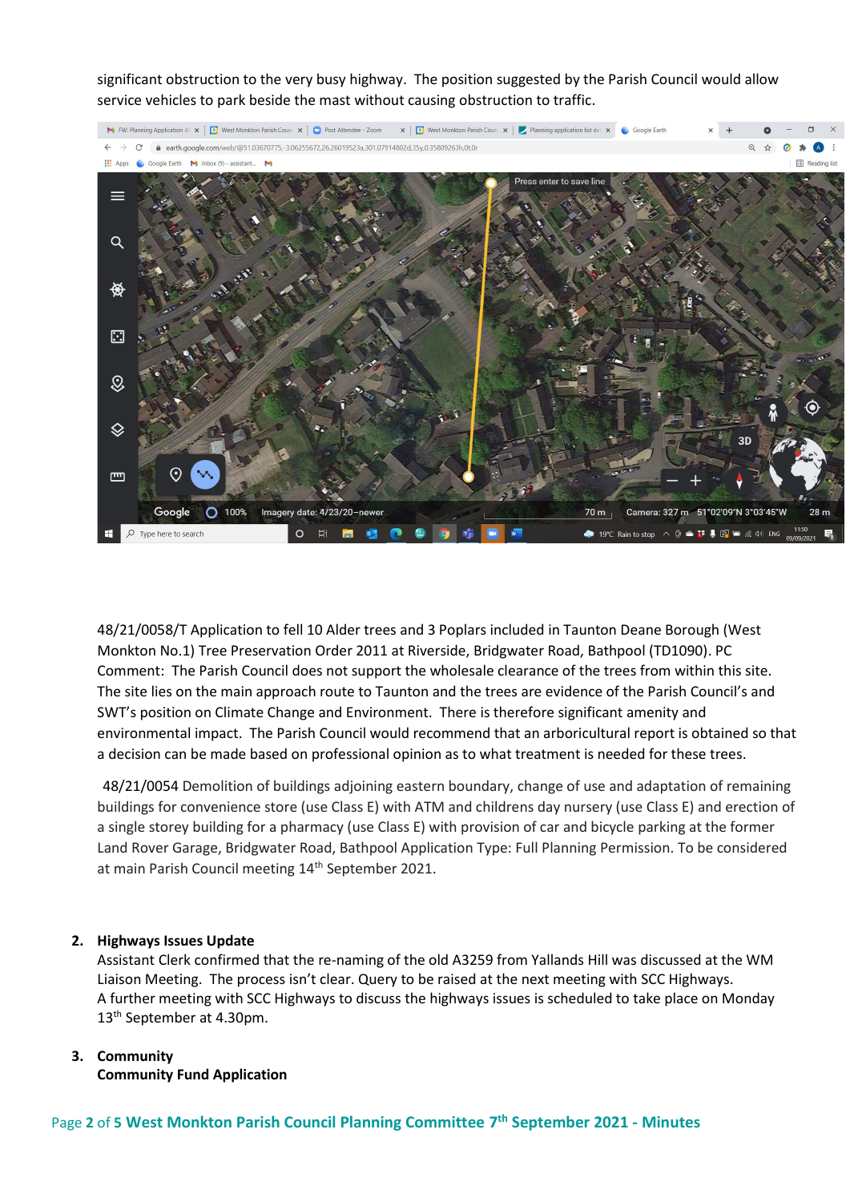significant obstruction to the very busy highway. The position suggested by the Parish Council would allow service vehicles to park beside the mast without causing obstruction to traffic.

48/21/0058/T Application to fell 10 Alder trees and 3 Poplars included in Taunton Deane Borough (West Monkton No.1) Tree Preservation Order 2011 at Riverside, Bridgwater Road, Bathpool (TD1090). PC Comment: The Parish Council does not support the wholesale clearance of the trees from within this site. The site lies on the main approach route to Taunton and the trees are evidence of the Parish Council's and SWT's position on Climate Change and Environment. There is therefore significant amenity and environmental impact. The Parish Council would recommend that an arboricultural report is obtained so that a decision can be made based on professional opinion as to what treatment is needed for these trees.

48/21/0054 Demolition of buildings adjoining eastern boundary, change of use and adaptation of remaining buildings for convenience store (use Class E) with ATM and childrens day nursery (use Class E) and erection of a single storey building for a pharmacy (use Class E) with provision of car and bicycle parking at the former Land Rover Garage, Bridgwater Road, Bathpool Application Type: Full Planning Permission. To be considered at main Parish Council meeting 14th September 2021.

2. **Highways Issues Update**
   Assistant Clerk confirmed that the re-naming of the old A3259 from Yallands Hill was discussed at the WM Liaison Meeting. The process isn't clear. Query to be raised at the next meeting with SCC Highways.
   A further meeting with SCC Highways to discuss the highways issues is scheduled to take place on Monday 13th September at 4.30pm.

3. **Community**
   **Community Fund Application**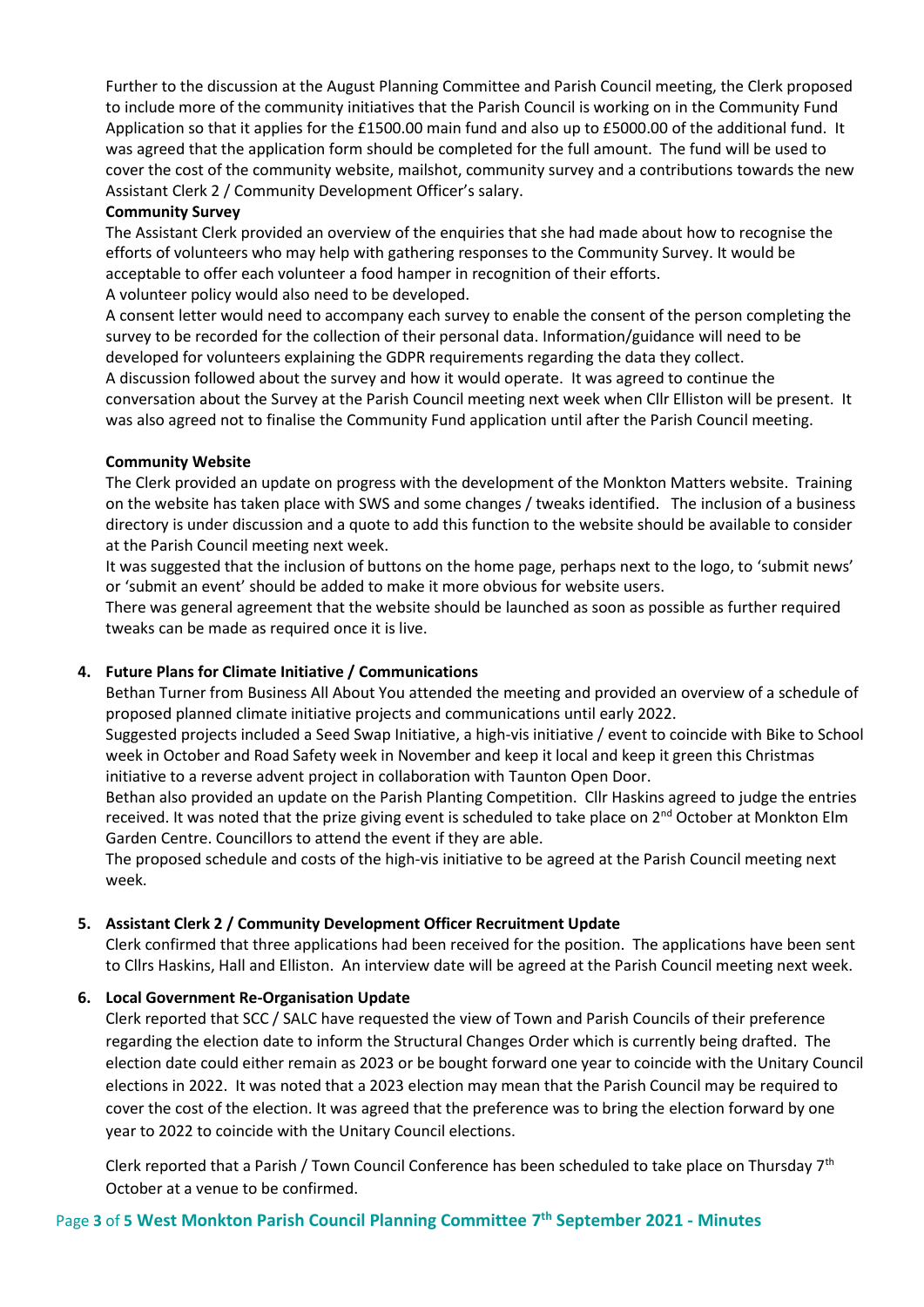Further to the discussion at the August Planning Committee and Parish Council meeting, the Clerk proposed to include more of the community initiatives that the Parish Council is working on in the Community Fund Application so that it applies for the £1500.00 main fund and also up to £5000.00 of the additional fund. It was agreed that the application form should be completed for the full amount. The fund will be used to cover the cost of the community website, mailshot, community survey and a contributions towards the new Assistant Clerk 2 / Community Development Officer's salary.

**Community Survey**

The Assistant Clerk provided an overview of the enquiries that she had made about how to recognise the efforts of volunteers who may help with gathering responses to the Community Survey. It would be acceptable to offer each volunteer a food hamper in recognition of their efforts.

A volunteer policy would also need to be developed.

A consent letter would need to accompany each survey to enable the consent of the person completing the survey to be recorded for the collection of their personal data. Information/guidance will need to be developed for volunteers explaining the GDPR requirements regarding the data they collect.

A discussion followed about the survey and how it would operate. It was agreed to continue the conversation about the Survey at the Parish Council meeting next week when Cllr Elliston will be present. It was also agreed not to finalise the Community Fund application until after the Parish Council meeting.

**Community Website**

The Clerk provided an update on progress with the development of the Monkton Matters website. Training on the website has taken place with SWS and some changes / tweaks identified. The inclusion of a business directory is under discussion and a quote to add this function to the website should be available to consider at the Parish Council meeting next week.

It was suggested that the inclusion of buttons on the home page, perhaps next to the logo, to 'submit news' or 'submit an event' should be added to make it more obvious for website users.

There was general agreement that the website should be launched as soon as possible as further required tweaks can be made as required once it is live.

**4. Future Plans for Climate Initiative / Communications**

Bethan Turner from Business All About You attended the meeting and provided an overview of a schedule of proposed planned climate initiative projects and communications until early 2022.

Suggested projects included a Seed Swap Initiative, a high-vis initiative / event to coincide with Bike to School week in October and Road Safety week in November and keep it local and keep it green this Christmas initiative to a reverse advent project in collaboration with Taunton Open Door.

Bethan also provided an update on the Parish Planting Competition. Cllr Haskins agreed to judge the entries received. It was noted that the prize giving event is scheduled to take place on 2nd October at Monkton Elm Garden Centre. Councillors to attend the event if they are able.

The proposed schedule and costs of the high-vis initiative to be agreed at the Parish Council meeting next week.

**5. Assistant Clerk 2 / Community Development Officer Recruitment Update**

Clerk confirmed that three applications had been received for the position. The applications have been sent to Cllrs Haskins, Hall and Elliston. An interview date will be agreed at the Parish Council meeting next week.

**6. Local Government Re-Organisation Update**

Clerk reported that SCC / SALC have requested the view of Town and Parish Councils of their preference regarding the election date to inform the Structural Changes Order which is currently being drafted. The election date could either remain as 2023 or be bought forward one year to coincide with the Unitary Council elections in 2022. It was noted that a 2023 election may mean that the Parish Council may be required to cover the cost of the election. It was agreed that the preference was to bring the election forward by one year to 2022 to coincide with the Unitary Council elections.

Clerk reported that a Parish / Town Council Conference has been scheduled to take place on Thursday 7th October at a venue to be confirmed.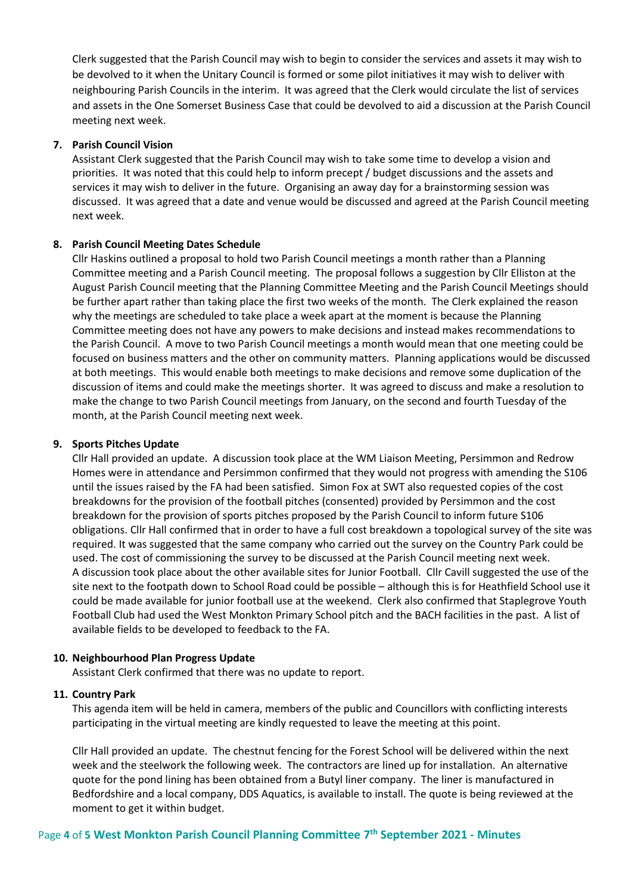Clerk suggested that the Parish Council may wish to begin to consider the services and assets it may wish to be devolved to it when the Unitary Council is formed or some pilot initiatives it may wish to deliver with neighbouring Parish Councils in the interim. It was agreed that the Clerk would circulate the list of services and assets in the One Somerset Business Case that could be devolved to aid a discussion at the Parish Council meeting next week.

**7. Parish Council Vision**

Assistant Clerk suggested that the Parish Council may wish to take some time to develop a vision and priorities. It was noted that this could help to inform precept / budget discussions and the assets and services it may wish to deliver in the future. Organising an away day for a brainstorming session was discussed. It was agreed that a date and venue would be discussed and agreed at the Parish Council meeting next week.

**8. Parish Council Meeting Dates Schedule**

Cllr Haskins outlined a proposal to hold two Parish Council meetings a month rather than a Planning Committee meeting and a Parish Council meeting. The proposal follows a suggestion by Cllr Elliston at the August Parish Council meeting that the Planning Committee Meeting and the Parish Council Meetings should be further apart rather than taking place the first two weeks of the month. The Clerk explained the reason why the meetings are scheduled to take place a week apart at the moment is because the Planning Committee meeting does not have any powers to make decisions and instead makes recommendations to the Parish Council. A move to two Parish Council meetings a month would mean that one meeting could be focused on business matters and the other on community matters. Planning applications would be discussed at both meetings. This would enable both meetings to make decisions and remove some duplication of the discussion of items and could make the meetings shorter. It was agreed to discuss and make a resolution to make the change to two Parish Council meetings from January, on the second and fourth Tuesday of the month, at the Parish Council meeting next week.

**9. Sports Pitches Update**

Cllr Hall provided an update. A discussion took place at the WM Liaison Meeting, Persimmon and Redrow Homes were in attendance and Persimmon confirmed that they would not progress with amending the S106 until the issues raised by the FA had been satisfied. Simon Fox at SWT also requested copies of the cost breakdowns for the provision of the football pitches (consented) provided by Persimmon and the cost breakdown for the provision of sports pitches proposed by the Parish Council to inform future S106 obligations. Cllr Hall confirmed that in order to have a full cost breakdown a topological survey of the site was required. It was suggested that the same company who carried out the survey on the Country Park could be used. The cost of commissioning the survey to be discussed at the Parish Council meeting next week. A discussion took place about the other available sites for Junior Football. Cllr Cavill suggested the use of the site next to the footpath down to School Road could be possible – although this is for Heathfield School use it could be made available for junior football use at the weekend. Clerk also confirmed that Staplegrove Youth Football Club had used the West Monkton Primary School pitch and the BACH facilities in the past. A list of available fields to be developed to feedback to the FA.

**10. Neighbourhood Plan Progress Update**

Assistant Clerk confirmed that there was no update to report.

**11. Country Park**

This agenda item will be held in camera, members of the public and Councillors with conflicting interests participating in the virtual meeting are kindly requested to leave the meeting at this point.

Cllr Hall provided an update. The chestnut fencing for the Forest School will be delivered within the next week and the steelwork the following week. The contractors are lined up for installation. An alternative quote for the pond lining has been obtained from a Butyl liner company. The liner is manufactured in Bedfordshire and a local company, DDS Aquatics, is available to install. The quote is being reviewed at the moment to get it within budget.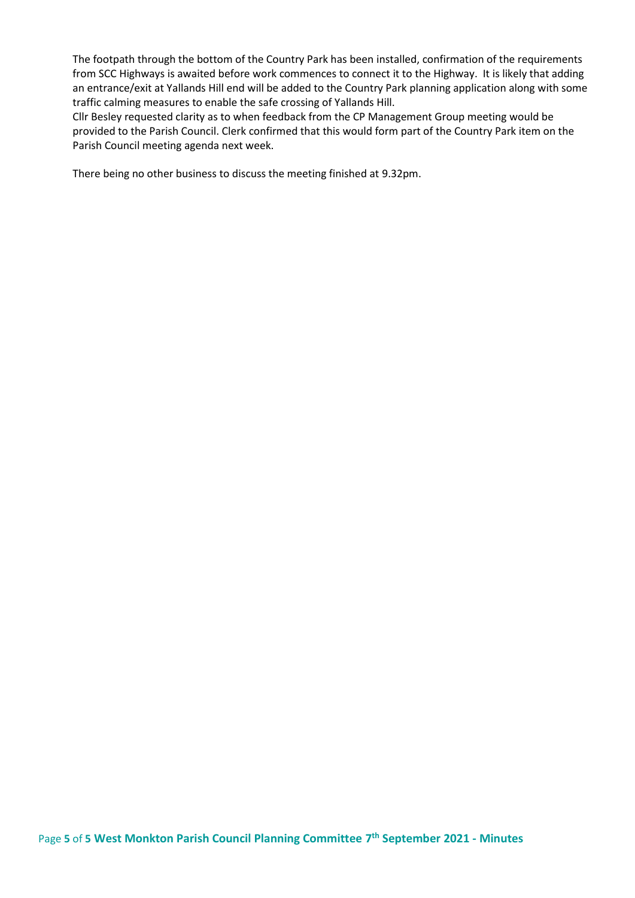The footpath through the bottom of the Country Park has been installed, confirmation of the requirements from SCC Highways is awaited before work commences to connect it to the Highway. It is likely that adding an entrance/exit at Yallands Hill end will be added to the Country Park planning application along with some traffic calming measures to enable the safe crossing of Yallands Hill.
Cllr Besley requested clarity as to when feedback from the CP Management Group meeting would be provided to the Parish Council. Clerk confirmed that this would form part of the Country Park item on the Parish Council meeting agenda next week.

There being no other business to discuss the meeting finished at 9.32pm.